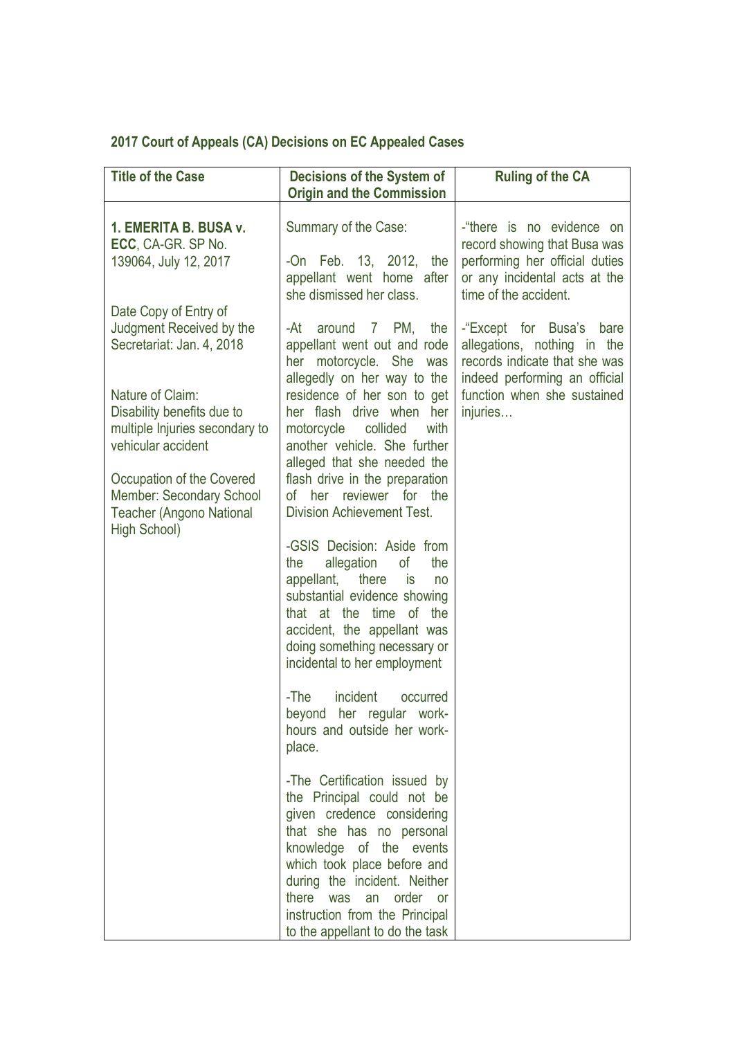## 2017 Court of Appeals (CA) Decisions on EC Appealed Cases

| Title of the Case | Decisions of the System of Origin and the Commission | Ruling of the CA |
|---|---|---|
| **1. EMERITA B. BUSA v. ECC**, CA-GR. SP No. 139064, July 12, 2017<br><br>Date Copy of Entry of Judgment Received by the Secretariat: Jan. 4, 2018<br><br>Nature of Claim: Disability benefits due to multiple Injuries secondary to vehicular accident<br><br>Occupation of the Covered Member: Secondary School Teacher (Angono National High School) | Summary of the Case:<br><br>-On Feb. 13, 2012, the appellant went home after she dismissed her class.<br><br>-At around 7 PM, the appellant went out and rode her motorcycle. She was allegedly on her way to the residence of her son to get her flash drive when her motorcycle collided with another vehicle. She further alleged that she needed the flash drive in the preparation of her reviewer for the Division Achievement Test.<br><br>-GSIS Decision: Aside from the allegation of the appellant, there is no substantial evidence showing that at the time of the accident, the appellant was doing something necessary or incidental to her employment<br><br>-The incident occurred beyond her regular work-hours and outside her work-place.<br><br>-The Certification issued by the Principal could not be given credence considering that she has no personal knowledge of the events which took place before and during the incident. Neither there was an order or instruction from the Principal to the appellant to do the task | -"there is no evidence on record showing that Busa was performing her official duties or any incidental acts at the time of the accident.<br><br>-"Except for Busa's bare allegations, nothing in the records indicate that she was indeed performing an official function when she sustained injuries… |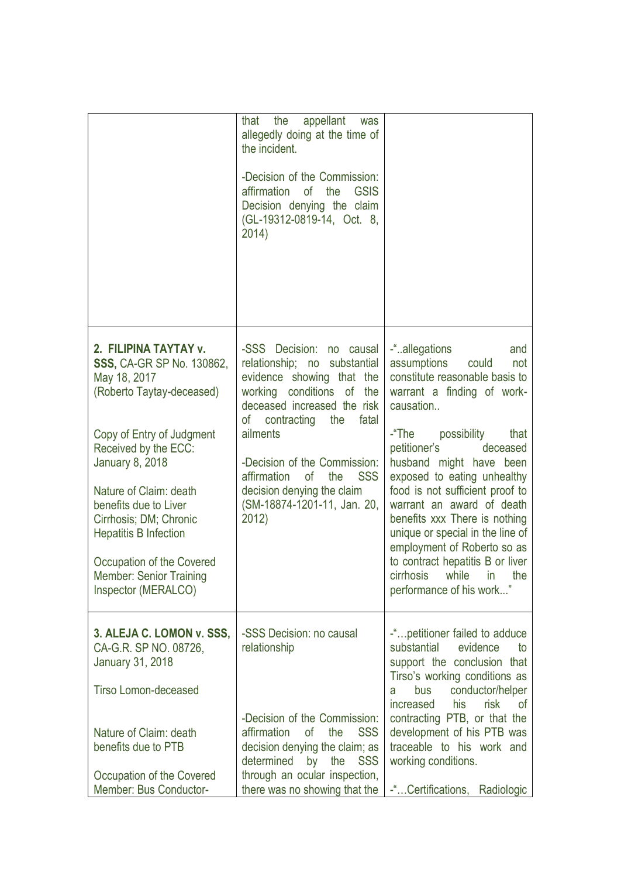| | | |
|---|---|---|
| | that the appellant was allegedly doing at the time of the incident.<br><br>-Decision of the Commission: affirmation of the GSIS Decision denying the claim (GL-19312-0819-14, Oct. 8, 2014) | |
| **2. FILIPINA TAYTAY v. SSS,** CA-GR SP No. 130862, May 18, 2017 (Roberto Taytay-deceased)<br><br>Copy of Entry of Judgment Received by the ECC: January 8, 2018<br><br>Nature of Claim: death benefits due to Liver Cirrhosis; DM; Chronic Hepatitis B Infection<br><br>Occupation of the Covered Member: Senior Training Inspector (MERALCO) | -SSS Decision: no causal relationship; no substantial evidence showing that the working conditions of the deceased increased the risk of contracting the fatal ailments<br><br>-Decision of the Commission: affirmation of the SSS decision denying the claim (SM-18874-1201-11, Jan. 20, 2012) | -"..allegations and assumptions could not constitute reasonable basis to warrant a finding of work-causation..<br><br>-"The possibility that petitioner's deceased husband might have been exposed to eating unhealthy food is not sufficient proof to warrant an award of death benefits xxx There is nothing unique or special in the line of employment of Roberto so as to contract hepatitis B or liver cirrhosis while in the performance of his work..." |
| **3. ALEJA C. LOMON v. SSS,** CA-G.R. SP NO. 08726, January 31, 2018<br><br>Tirso Lomon-deceased<br><br>Nature of Claim: death benefits due to PTB<br><br>Occupation of the Covered Member: Bus Conductor- | -SSS Decision: no causal relationship<br><br>-Decision of the Commission: affirmation of the SSS decision denying the claim; as determined by the SSS through an ocular inspection, there was no showing that the | -"...petitioner failed to adduce substantial evidence to support the conclusion that Tirso's working conditions as a bus conductor/helper increased his risk of contracting PTB, or that the development of his PTB was traceable to his work and working conditions.<br><br>-"...Certifications, Radiologic |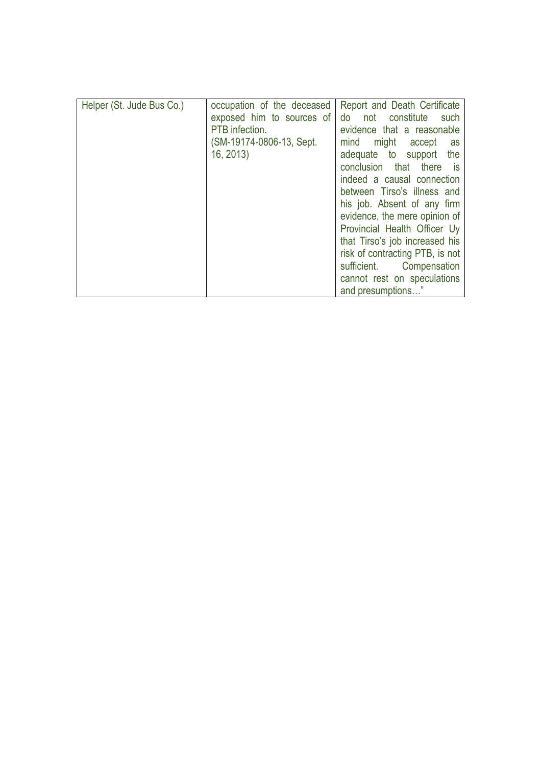| | | |
|---|---|---|
| Helper (St. Jude Bus Co.) | occupation of the deceased exposed him to sources of PTB infection. (SM-19174-0806-13, Sept. 16, 2013) | Report and Death Certificate do not constitute such evidence that a reasonable mind might accept as adequate to support the conclusion that there is indeed a causal connection between Tirso's illness and his job. Absent of any firm evidence, the mere opinion of Provincial Health Officer Uy that Tirso's job increased his risk of contracting PTB, is not sufficient. Compensation cannot rest on speculations and presumptions…" |